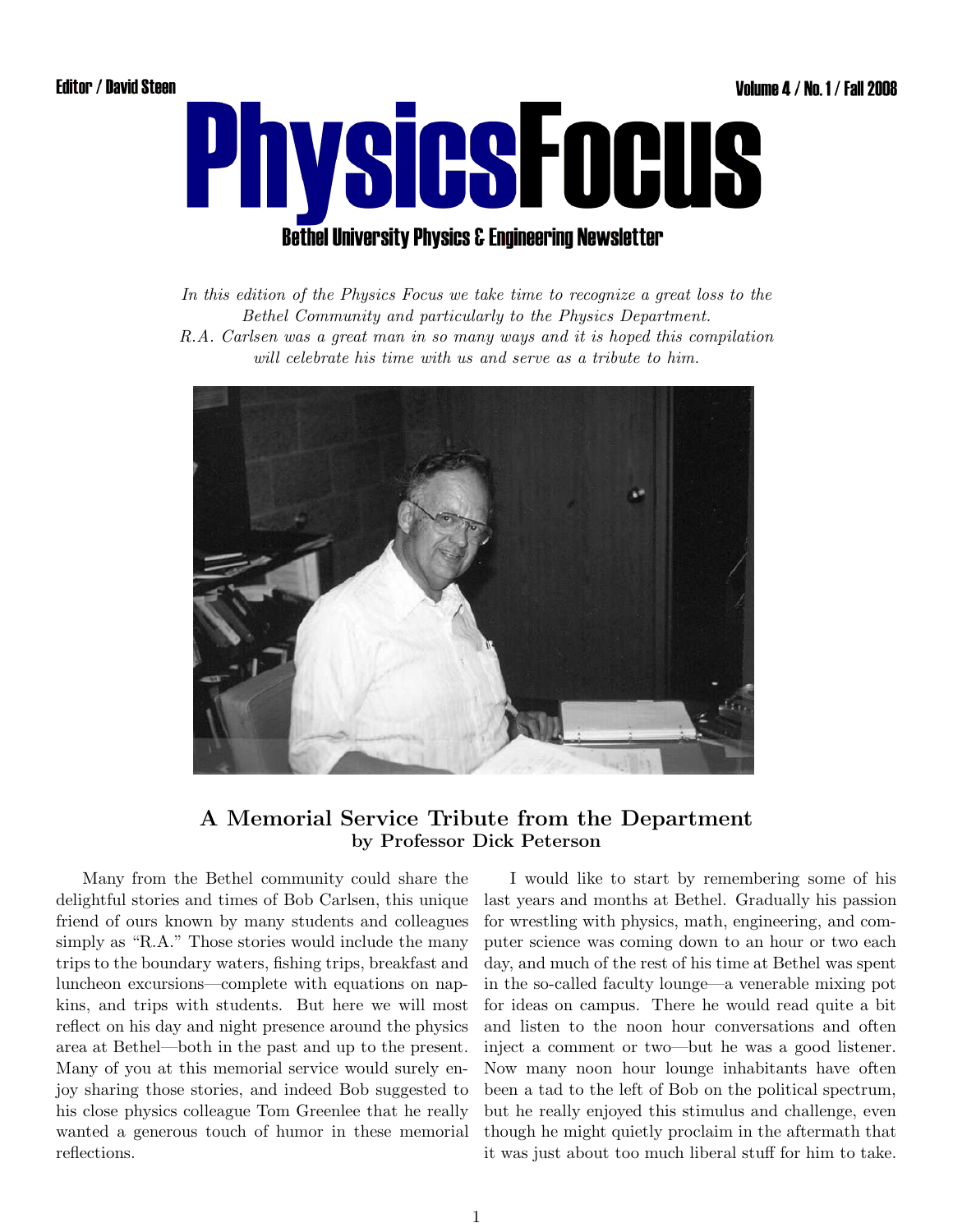Editor / David Steen

Volume 4 / No. 1 / Fall 2008

# PhysicsFocus

**Bethel University Physics & Engineering Newsletter**

*In this edition of the Physics Focus we take time to recognize a great loss to the Bethel Community and particularly to the Physics Department. R.A. Carlsen was a great man in so many ways and it is hoped this compilation will celebrate his time with us and serve as a tribute to him.*

## A Memorial Service Tribute from the Department

**by Professor Dick Peterson**

Many from the Bethel community could share the delightful stories and times of Bob Carlsen, this unique friend of ours known by many students and colleagues simply as "R.A." Those stories would include the many trips to the boundary waters, fishing trips, breakfast and luncheon excursions—complete with equations on napkins, and trips with students. But here we will most reflect on his day and night presence around the physics area at Bethel—both in the past and up to the present. Many of you at this memorial service would surely enjoy sharing those stories, and indeed Bob suggested to his close physics colleague Tom Greenlee that he really wanted a generous touch of humor in these memorial reflections.

I would like to start by remembering some of his last years and months at Bethel. Gradually his passion for wrestling with physics, math, engineering, and computer science was coming down to an hour or two each day, and much of the rest of his time at Bethel was spent in the so-called faculty lounge—a venerable mixing pot for ideas on campus. There he would read quite a bit and listen to the noon hour conversations and often inject a comment or two—but he was a good listener. Now many noon hour lounge inhabitants have often been a tad to the left of Bob on the political spectrum, but he really enjoyed this stimulus and challenge, even though he might quietly proclaim in the aftermath that it was just about too much liberal stuff for him to take.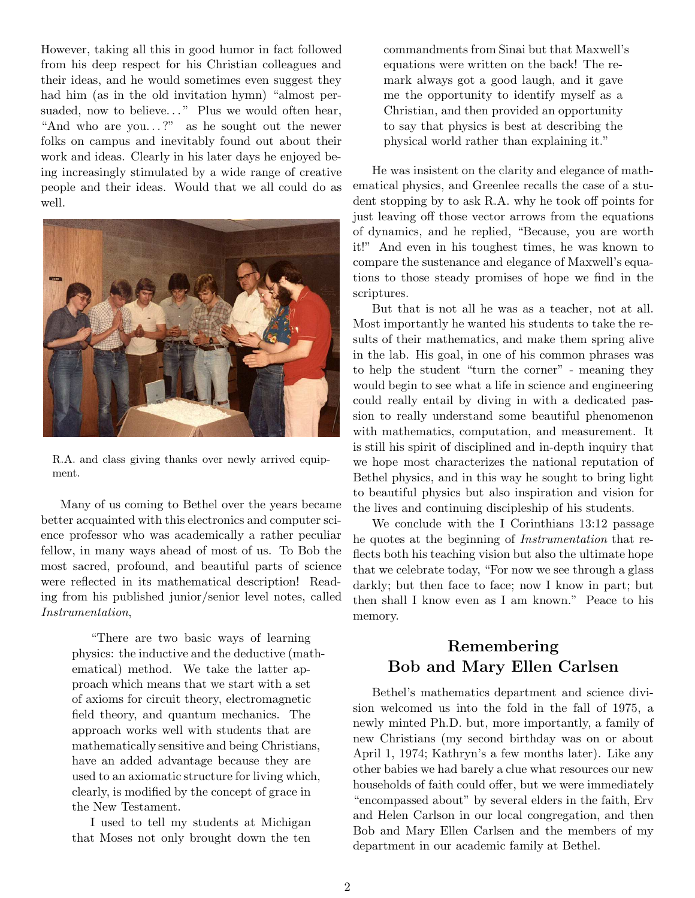However, taking all this in good humor in fact followed from his deep respect for his Christian colleagues and their ideas, and he would sometimes even suggest they had him (as in the old invitation hymn) "almost persuaded, now to believe..." Plus we would often hear, "And who are you...?" as he sought out the newer folks on campus and inevitably found out about their work and ideas. Clearly in his later days he enjoyed being increasingly stimulated by a wide range of creative people and their ideas. Would that we all could do as well.

R.A. and class giving thanks over newly arrived equipment.

Many of us coming to Bethel over the years became better acquainted with this electronics and computer science professor who was academically a rather peculiar fellow, in many ways ahead of most of us. To Bob the most sacred, profound, and beautiful parts of science were reflected in its mathematical description! Reading from his published junior/senior level notes, called *Instrumentation*,

> "There are two basic ways of learning physics: the inductive and the deductive (mathematical) method. We take the latter approach which means that we start with a set of axioms for circuit theory, electromagnetic field theory, and quantum mechanics. The approach works well with students that are mathematically sensitive and being Christians, have an added advantage because they are used to an axiomatic structure for living which, clearly, is modified by the concept of grace in the New Testament.
>
> I used to tell my students at Michigan that Moses not only brought down the ten commandments from Sinai but that Maxwell's equations were written on the back! The remark always got a good laugh, and it gave me the opportunity to identify myself as a Christian, and then provided an opportunity to say that physics is best at describing the physical world rather than explaining it."

He was insistent on the clarity and elegance of mathematical physics, and Greenlee recalls the case of a student stopping by to ask R.A. why he took off points for just leaving off those vector arrows from the equations of dynamics, and he replied, "Because, you are worth it!" And even in his toughest times, he was known to compare the sustenance and elegance of Maxwell's equations to those steady promises of hope we find in the scriptures.

But that is not all he was as a teacher, not at all. Most importantly he wanted his students to take the results of their mathematics, and make them spring alive in the lab. His goal, in one of his common phrases was to help the student "turn the corner" - meaning they would begin to see what a life in science and engineering could really entail by diving in with a dedicated passion to really understand some beautiful phenomenon with mathematics, computation, and measurement. It is still his spirit of disciplined and in-depth inquiry that we hope most characterizes the national reputation of Bethel physics, and in this way he sought to bring light to beautiful physics but also inspiration and vision for the lives and continuing discipleship of his students.

We conclude with the I Corinthians 13:12 passage he quotes at the beginning of *Instrumentation* that reflects both his teaching vision but also the ultimate hope that we celebrate today, "For now we see through a glass darkly; but then face to face; now I know in part; but then shall I know even as I am known." Peace to his memory.

## Remembering Bob and Mary Ellen Carlsen

Bethel's mathematics department and science division welcomed us into the fold in the fall of 1975, a newly minted Ph.D. but, more importantly, a family of new Christians (my second birthday was on or about April 1, 1974; Kathryn's a few months later). Like any other babies we had barely a clue what resources our new households of faith could offer, but we were immediately "encompassed about" by several elders in the faith, Erv and Helen Carlson in our local congregation, and then Bob and Mary Ellen Carlsen and the members of my department in our academic family at Bethel.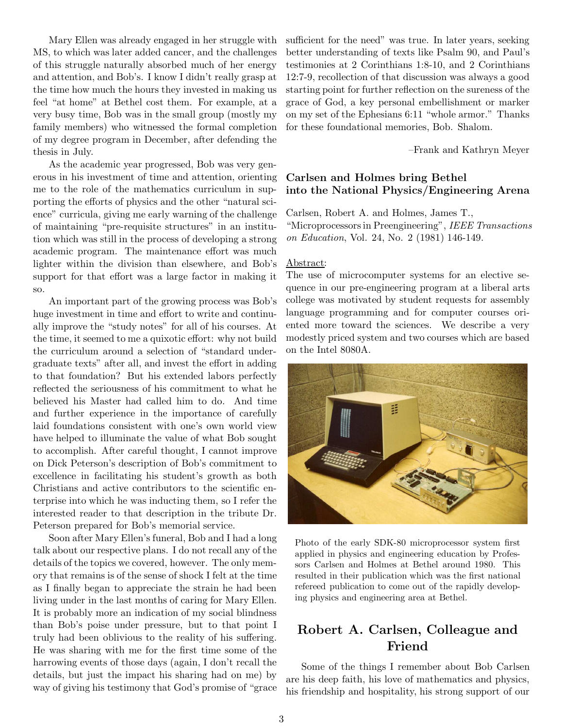Mary Ellen was already engaged in her struggle with MS, to which was later added cancer, and the challenges of this struggle naturally absorbed much of her energy and attention, and Bob's. I know I didn't really grasp at the time how much the hours they invested in making us feel "at home" at Bethel cost them. For example, at a very busy time, Bob was in the small group (mostly my family members) who witnessed the formal completion of my degree program in December, after defending the thesis in July.

As the academic year progressed, Bob was very generous in his investment of time and attention, orienting me to the role of the mathematics curriculum in supporting the efforts of physics and the other "natural science" curricula, giving me early warning of the challenge of maintaining "pre-requisite structures" in an institution which was still in the process of developing a strong academic program. The maintenance effort was much lighter within the division than elsewhere, and Bob's support for that effort was a large factor in making it so.

An important part of the growing process was Bob's huge investment in time and effort to write and continually improve the "study notes" for all of his courses. At the time, it seemed to me a quixotic effort: why not build the curriculum around a selection of "standard undergraduate texts" after all, and invest the effort in adding to that foundation? But his extended labors perfectly reflected the seriousness of his commitment to what he believed his Master had called him to do. And time and further experience in the importance of carefully laid foundations consistent with one's own world view have helped to illuminate the value of what Bob sought to accomplish. After careful thought, I cannot improve on Dick Peterson's description of Bob's commitment to excellence in facilitating his student's growth as both Christians and active contributors to the scientific enterprise into which he was inducting them, so I refer the interested reader to that description in the tribute Dr. Peterson prepared for Bob's memorial service.

Soon after Mary Ellen's funeral, Bob and I had a long talk about our respective plans. I do not recall any of the details of the topics we covered, however. The only memory that remains is of the sense of shock I felt at the time as I finally began to appreciate the strain he had been living under in the last months of caring for Mary Ellen. It is probably more an indication of my social blindness than Bob's poise under pressure, but to that point I truly had been oblivious to the reality of his suffering. He was sharing with me for the first time some of the harrowing events of those days (again, I don't recall the details, but just the impact his sharing had on me) by way of giving his testimony that God's promise of "grace sufficient for the need" was true. In later years, seeking better understanding of texts like Psalm 90, and Paul's testimonies at 2 Corinthians 1:8-10, and 2 Corinthians 12:7-9, recollection of that discussion was always a good starting point for further reflection on the sureness of the grace of God, a key personal embellishment or marker on my set of the Ephesians 6:11 "whole armor." Thanks for these foundational memories, Bob. Shalom.

–Frank and Kathryn Meyer

### Carlsen and Holmes bring Bethel into the National Physics/Engineering Arena

Carlsen, Robert A. and Holmes, James T., "Microprocessors in Preengineering", *IEEE Transactions on Education*, Vol. 24, No. 2 (1981) 146-149.

Abstract:
The use of microcomputer systems for an elective sequence in our pre-engineering program at a liberal arts college was motivated by student requests for assembly language programming and for computer courses oriented more toward the sciences. We describe a very modestly priced system and two courses which are based on the Intel 8080A.

Photo of the early SDK-80 microprocessor system first applied in physics and engineering education by Professors Carlsen and Holmes at Bethel around 1980. This resulted in their publication which was the first national refereed publication to come out of the rapidly developing physics and engineering area at Bethel.

## Robert A. Carlsen, Colleague and Friend

Some of the things I remember about Bob Carlsen are his deep faith, his love of mathematics and physics, his friendship and hospitality, his strong support of our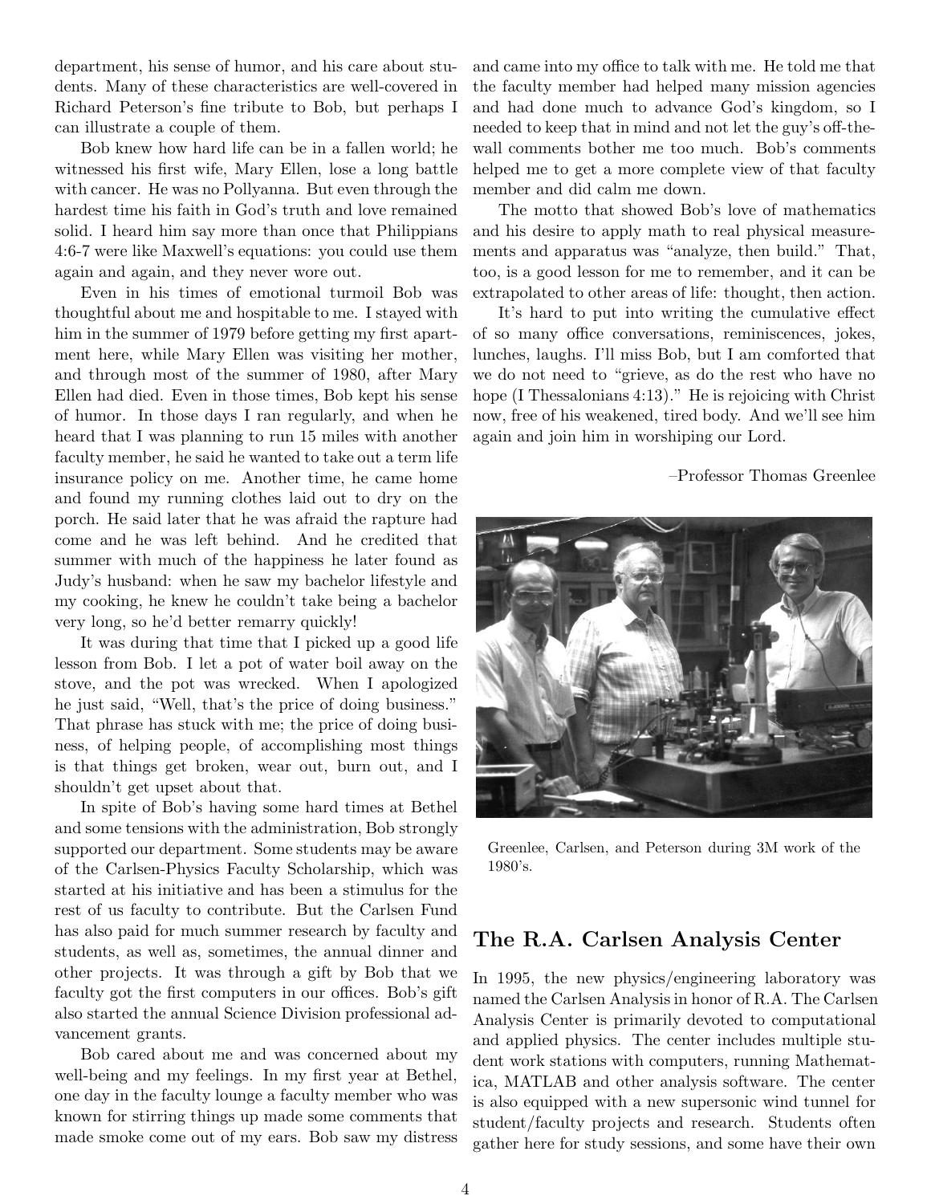department, his sense of humor, and his care about students. Many of these characteristics are well-covered in Richard Peterson's fine tribute to Bob, but perhaps I can illustrate a couple of them.

Bob knew how hard life can be in a fallen world; he witnessed his first wife, Mary Ellen, lose a long battle with cancer. He was no Pollyanna. But even through the hardest time his faith in God's truth and love remained solid. I heard him say more than once that Philippians 4:6-7 were like Maxwell's equations: you could use them again and again, and they never wore out.

Even in his times of emotional turmoil Bob was thoughtful about me and hospitable to me. I stayed with him in the summer of 1979 before getting my first apartment here, while Mary Ellen was visiting her mother, and through most of the summer of 1980, after Mary Ellen had died. Even in those times, Bob kept his sense of humor. In those days I ran regularly, and when he heard that I was planning to run 15 miles with another faculty member, he said he wanted to take out a term life insurance policy on me. Another time, he came home and found my running clothes laid out to dry on the porch. He said later that he was afraid the rapture had come and he was left behind. And he credited that summer with much of the happiness he later found as Judy's husband: when he saw my bachelor lifestyle and my cooking, he knew he couldn't take being a bachelor very long, so he'd better remarry quickly!

It was during that time that I picked up a good life lesson from Bob. I let a pot of water boil away on the stove, and the pot was wrecked. When I apologized he just said, "Well, that's the price of doing business." That phrase has stuck with me; the price of doing business, of helping people, of accomplishing most things is that things get broken, wear out, burn out, and I shouldn't get upset about that.

In spite of Bob's having some hard times at Bethel and some tensions with the administration, Bob strongly supported our department. Some students may be aware of the Carlsen-Physics Faculty Scholarship, which was started at his initiative and has been a stimulus for the rest of us faculty to contribute. But the Carlsen Fund has also paid for much summer research by faculty and students, as well as, sometimes, the annual dinner and other projects. It was through a gift by Bob that we faculty got the first computers in our offices. Bob's gift also started the annual Science Division professional advancement grants.

Bob cared about me and was concerned about my well-being and my feelings. In my first year at Bethel, one day in the faculty lounge a faculty member who was known for stirring things up made some comments that made smoke come out of my ears. Bob saw my distress and came into my office to talk with me. He told me that the faculty member had helped many mission agencies and had done much to advance God's kingdom, so I needed to keep that in mind and not let the guy's off-the-wall comments bother me too much. Bob's comments helped me to get a more complete view of that faculty member and did calm me down.

The motto that showed Bob's love of mathematics and his desire to apply math to real physical measurements and apparatus was "analyze, then build." That, too, is a good lesson for me to remember, and it can be extrapolated to other areas of life: thought, then action.

It's hard to put into writing the cumulative effect of so many office conversations, reminiscences, jokes, lunches, laughs. I'll miss Bob, but I am comforted that we do not need to "grieve, as do the rest who have no hope (I Thessalonians 4:13)." He is rejoicing with Christ now, free of his weakened, tired body. And we'll see him again and join him in worshiping our Lord.

–Professor Thomas Greenlee

Greenlee, Carlsen, and Peterson during 3M work of the 1980's.

## The R.A. Carlsen Analysis Center

In 1995, the new physics/engineering laboratory was named the Carlsen Analysis in honor of R.A. The Carlsen Analysis Center is primarily devoted to computational and applied physics. The center includes multiple student work stations with computers, running Mathematica, MATLAB and other analysis software. The center is also equipped with a new supersonic wind tunnel for student/faculty projects and research. Students often gather here for study sessions, and some have their own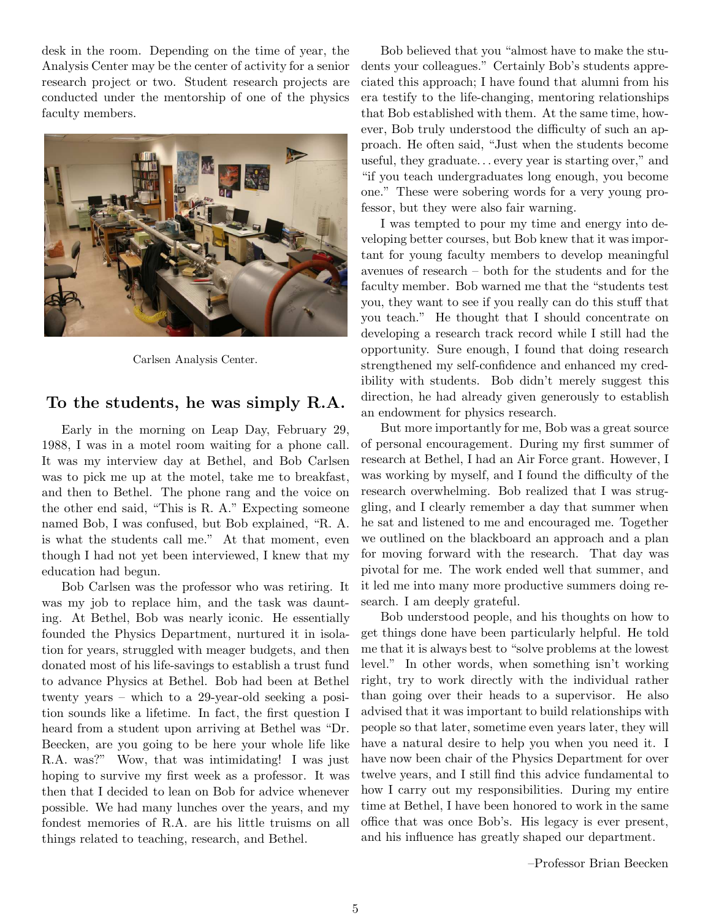desk in the room. Depending on the time of year, the Analysis Center may be the center of activity for a senior research project or two. Student research projects are conducted under the mentorship of one of the physics faculty members.

Carlsen Analysis Center.

## To the students, he was simply R.A.

Early in the morning on Leap Day, February 29, 1988, I was in a motel room waiting for a phone call. It was my interview day at Bethel, and Bob Carlsen was to pick me up at the motel, take me to breakfast, and then to Bethel. The phone rang and the voice on the other end said, "This is R. A." Expecting someone named Bob, I was confused, but Bob explained, "R. A. is what the students call me." At that moment, even though I had not yet been interviewed, I knew that my education had begun.

Bob Carlsen was the professor who was retiring. It was my job to replace him, and the task was daunting. At Bethel, Bob was nearly iconic. He essentially founded the Physics Department, nurtured it in isolation for years, struggled with meager budgets, and then donated most of his life-savings to establish a trust fund to advance Physics at Bethel. Bob had been at Bethel twenty years – which to a 29-year-old seeking a position sounds like a lifetime. In fact, the first question I heard from a student upon arriving at Bethel was "Dr. Beecken, are you going to be here your whole life like R.A. was?" Wow, that was intimidating! I was just hoping to survive my first week as a professor. It was then that I decided to lean on Bob for advice whenever possible. We had many lunches over the years, and my fondest memories of R.A. are his little truisms on all things related to teaching, research, and Bethel.

Bob believed that you "almost have to make the students your colleagues." Certainly Bob's students appreciated this approach; I have found that alumni from his era testify to the life-changing, mentoring relationships that Bob established with them. At the same time, however, Bob truly understood the difficulty of such an approach. He often said, "Just when the students become useful, they graduate… every year is starting over," and "if you teach undergraduates long enough, you become one." These were sobering words for a very young professor, but they were also fair warning.

I was tempted to pour my time and energy into developing better courses, but Bob knew that it was important for young faculty members to develop meaningful avenues of research – both for the students and for the faculty member. Bob warned me that the "students test you, they want to see if you really can do this stuff that you teach." He thought that I should concentrate on developing a research track record while I still had the opportunity. Sure enough, I found that doing research strengthened my self-confidence and enhanced my credibility with students. Bob didn't merely suggest this direction, he had already given generously to establish an endowment for physics research.

But more importantly for me, Bob was a great source of personal encouragement. During my first summer of research at Bethel, I had an Air Force grant. However, I was working by myself, and I found the difficulty of the research overwhelming. Bob realized that I was struggling, and I clearly remember a day that summer when he sat and listened to me and encouraged me. Together we outlined on the blackboard an approach and a plan for moving forward with the research. That day was pivotal for me. The work ended well that summer, and it led me into many more productive summers doing research. I am deeply grateful.

Bob understood people, and his thoughts on how to get things done have been particularly helpful. He told me that it is always best to "solve problems at the lowest level." In other words, when something isn't working right, try to work directly with the individual rather than going over their heads to a supervisor. He also advised that it was important to build relationships with people so that later, sometime even years later, they will have a natural desire to help you when you need it. I have now been chair of the Physics Department for over twelve years, and I still find this advice fundamental to how I carry out my responsibilities. During my entire time at Bethel, I have been honored to work in the same office that was once Bob's. His legacy is ever present, and his influence has greatly shaped our department.

–Professor Brian Beecken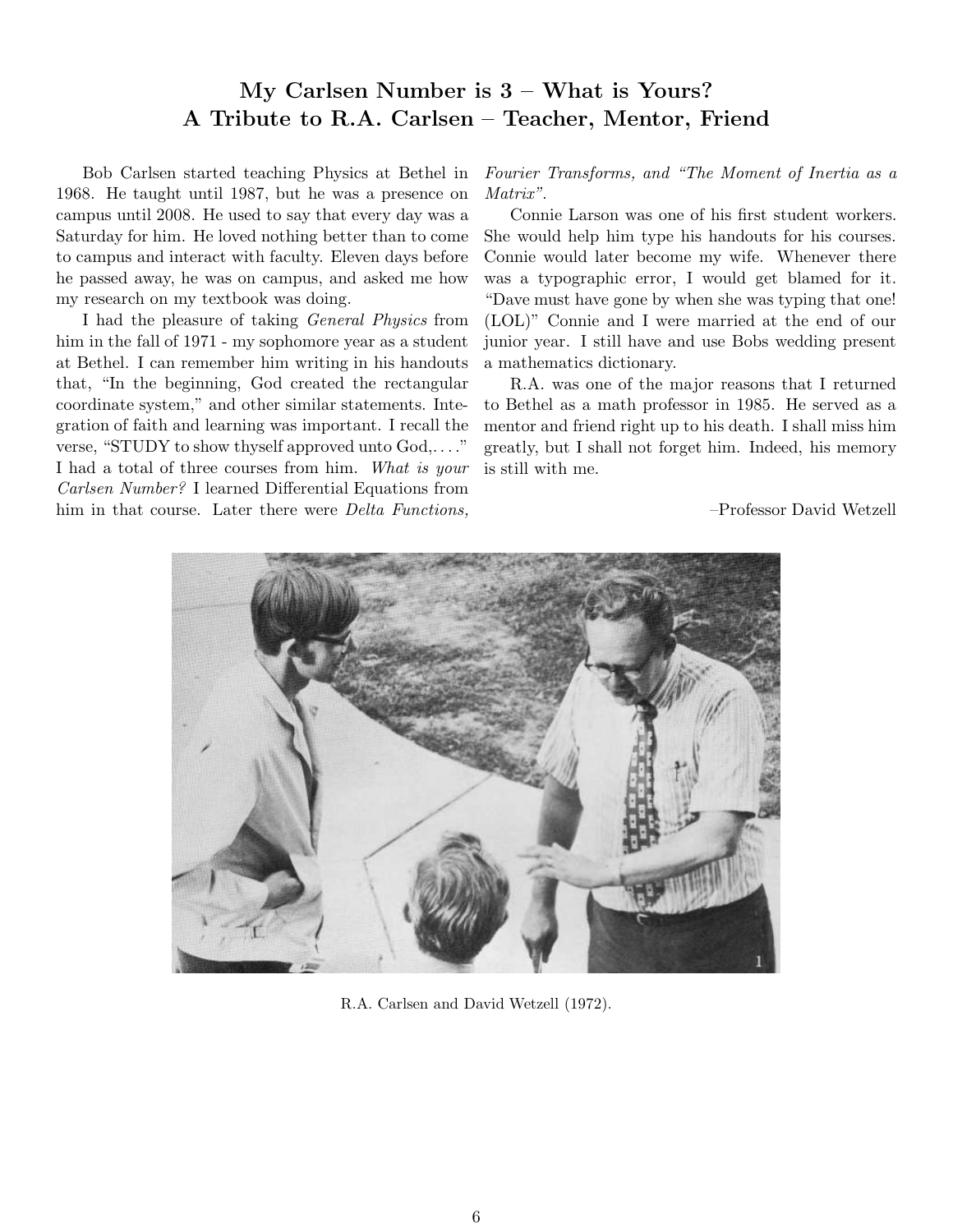# My Carlsen Number is 3 – What is Yours?
# A Tribute to R.A. Carlsen – Teacher, Mentor, Friend

Bob Carlsen started teaching Physics at Bethel in 1968. He taught until 1987, but he was a presence on campus until 2008. He used to say that every day was a Saturday for him. He loved nothing better than to come to campus and interact with faculty. Eleven days before he passed away, he was on campus, and asked me how my research on my textbook was doing.

I had the pleasure of taking *General Physics* from him in the fall of 1971 - my sophomore year as a student at Bethel. I can remember him writing in his handouts that, "In the beginning, God created the rectangular coordinate system," and other similar statements. Integration of faith and learning was important. I recall the verse, "STUDY to show thyself approved unto God,. . . ." I had a total of three courses from him. *What is your Carlsen Number?* I learned Differential Equations from him in that course. Later there were *Delta Functions, Fourier Transforms, and "The Moment of Inertia as a Matrix"*.

Connie Larson was one of his first student workers. She would help him type his handouts for his courses. Connie would later become my wife. Whenever there was a typographic error, I would get blamed for it. "Dave must have gone by when she was typing that one! (LOL)" Connie and I were married at the end of our junior year. I still have and use Bobs wedding present a mathematics dictionary.

R.A. was one of the major reasons that I returned to Bethel as a math professor in 1985. He served as a mentor and friend right up to his death. I shall miss him greatly, but I shall not forget him. Indeed, his memory is still with me.

–Professor David Wetzell

R.A. Carlsen and David Wetzell (1972).